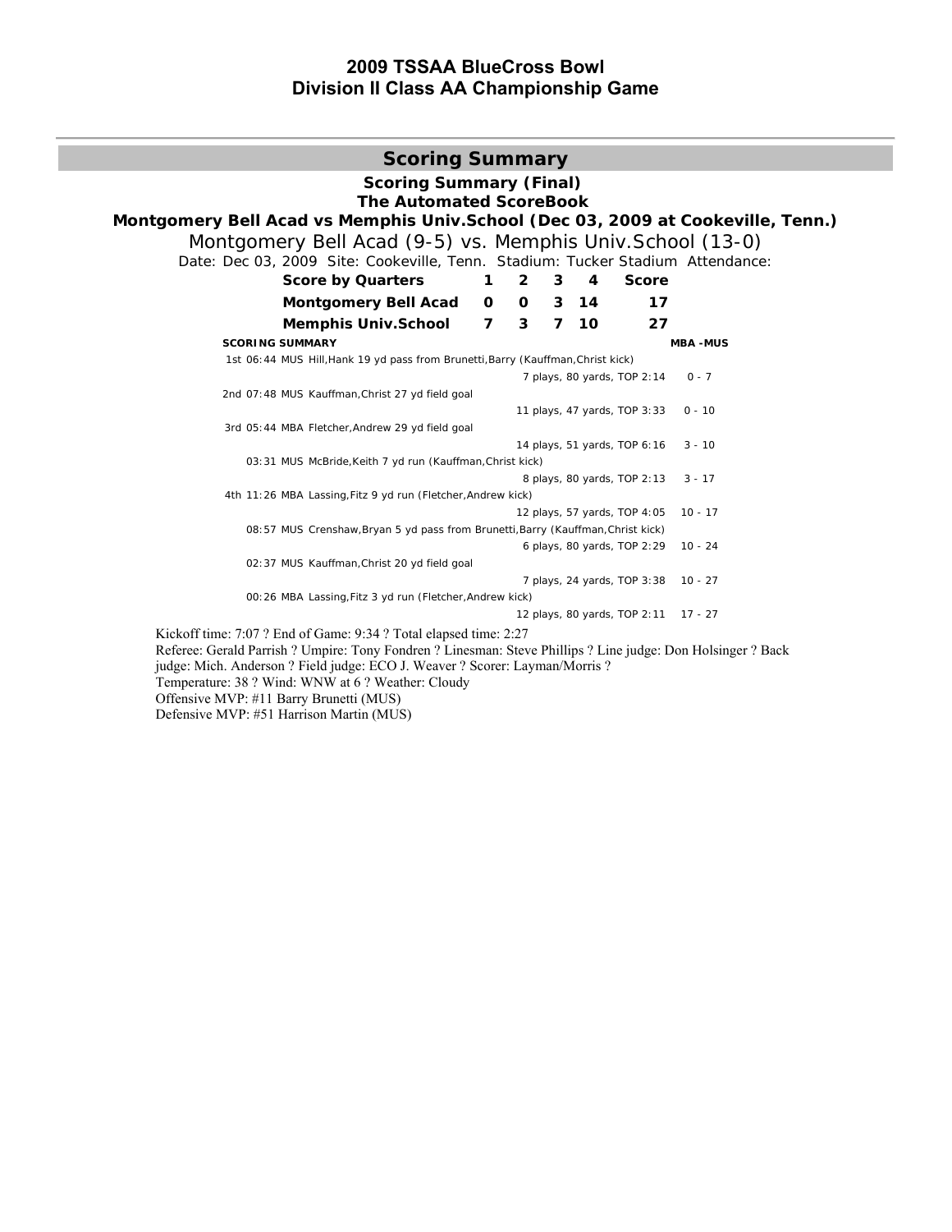# 2009 TSSAA BlueCross Bowl
## Division II Class AA Championship Game

## Scoring Summary

**Scoring Summary (Final)**
**The Automated ScoreBook**
**Montgomery Bell Acad vs Memphis Univ.School (Dec 03, 2009 at Cookeville, Tenn.)**

Montgomery Bell Acad (9-5) vs. Memphis Univ.School (13-0)

Date: Dec 03, 2009 Site: Cookeville, Tenn. Stadium: Tucker Stadium Attendance:

| Score by Quarters | 1 | 2 | 3 | 4 | Score |
|---|---|---|---|---|---|
| Montgomery Bell Acad | 0 | 0 | 3 | 14 | 17 |
| Memphis Univ.School | 7 | 3 | 7 | 10 | 27 |

| SCORING SUMMARY | | MBA -MUS |
|---|---|---|
| 1st 06:44 MUS Hill,Hank 19 yd pass from Brunetti,Barry (Kauffman,Christ kick) | 7 plays, 80 yards, TOP 2:14 | 0 - 7 |
| 2nd 07:48 MUS Kauffman,Christ 27 yd field goal | 11 plays, 47 yards, TOP 3:33 | 0 - 10 |
| 3rd 05:44 MBA Fletcher,Andrew 29 yd field goal | 14 plays, 51 yards, TOP 6:16 | 3 - 10 |
| 03:31 MUS McBride,Keith 7 yd run (Kauffman,Christ kick) | 8 plays, 80 yards, TOP 2:13 | 3 - 17 |
| 4th 11:26 MBA Lassing,Fitz 9 yd run (Fletcher,Andrew kick) | 12 plays, 57 yards, TOP 4:05 | 10 - 17 |
| 08:57 MUS Crenshaw,Bryan 5 yd pass from Brunetti,Barry (Kauffman,Christ kick) | 6 plays, 80 yards, TOP 2:29 | 10 - 24 |
| 02:37 MUS Kauffman,Christ 20 yd field goal | 7 plays, 24 yards, TOP 3:38 | 10 - 27 |
| 00:26 MBA Lassing,Fitz 3 yd run (Fletcher,Andrew kick) | 12 plays, 80 yards, TOP 2:11 | 17 - 27 |

Kickoff time: 7:07 ? End of Game: 9:34 ? Total elapsed time: 2:27

Referee: Gerald Parrish ? Umpire: Tony Fondren ? Linesman: Steve Phillips ? Line judge: Don Holsinger ? Back judge: Mich. Anderson ? Field judge: ECO J. Weaver ? Scorer: Layman/Morris ?

Temperature: 38 ? Wind: WNW at 6 ? Weather: Cloudy

Offensive MVP: #11 Barry Brunetti (MUS)

Defensive MVP: #51 Harrison Martin (MUS)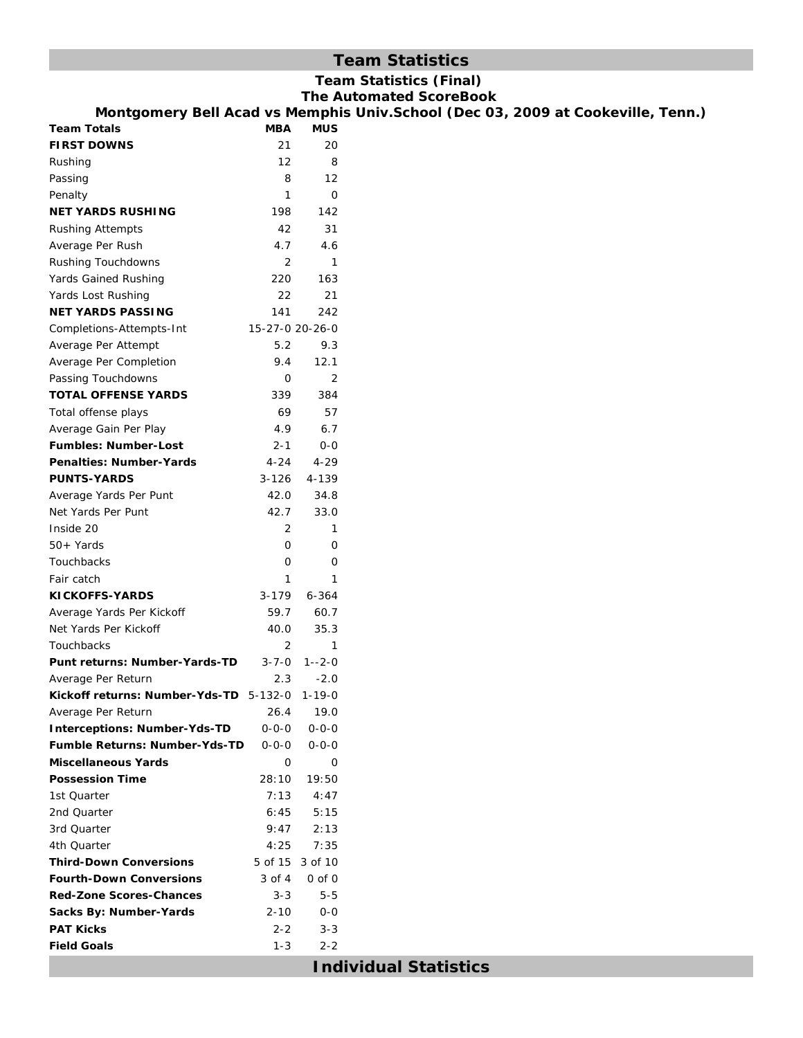## Team Statistics

**Team Statistics (Final)**
**The Automated ScoreBook**
**Montgomery Bell Acad vs Memphis Univ.School (Dec 03, 2009 at Cookeville, Tenn.)**

| Team Totals | MBA | MUS |
|---|---|---|
| **FIRST DOWNS** | 21 | 20 |
| Rushing | 12 | 8 |
| Passing | 8 | 12 |
| Penalty | 1 | 0 |
| **NET YARDS RUSHING** | 198 | 142 |
| Rushing Attempts | 42 | 31 |
| Average Per Rush | 4.7 | 4.6 |
| Rushing Touchdowns | 2 | 1 |
| Yards Gained Rushing | 220 | 163 |
| Yards Lost Rushing | 22 | 21 |
| **NET YARDS PASSING** | 141 | 242 |
| Completions-Attempts-Int | 15-27-0 | 20-26-0 |
| Average Per Attempt | 5.2 | 9.3 |
| Average Per Completion | 9.4 | 12.1 |
| Passing Touchdowns | 0 | 2 |
| **TOTAL OFFENSE YARDS** | 339 | 384 |
| Total offense plays | 69 | 57 |
| Average Gain Per Play | 4.9 | 6.7 |
| **Fumbles: Number-Lost** | 2-1 | 0-0 |
| **Penalties: Number-Yards** | 4-24 | 4-29 |
| **PUNTS-YARDS** | 3-126 | 4-139 |
| Average Yards Per Punt | 42.0 | 34.8 |
| Net Yards Per Punt | 42.7 | 33.0 |
| Inside 20 | 2 | 1 |
| 50+ Yards | 0 | 0 |
| Touchbacks | 0 | 0 |
| Fair catch | 1 | 1 |
| **KICKOFFS-YARDS** | 3-179 | 6-364 |
| Average Yards Per Kickoff | 59.7 | 60.7 |
| Net Yards Per Kickoff | 40.0 | 35.3 |
| Touchbacks | 2 | 1 |
| **Punt returns: Number-Yards-TD** | 3-7-0 | 1--2-0 |
| Average Per Return | 2.3 | -2.0 |
| **Kickoff returns: Number-Yds-TD** | 5-132-0 | 1-19-0 |
| Average Per Return | 26.4 | 19.0 |
| **Interceptions: Number-Yds-TD** | 0-0-0 | 0-0-0 |
| **Fumble Returns: Number-Yds-TD** | 0-0-0 | 0-0-0 |
| **Miscellaneous Yards** | 0 | 0 |
| **Possession Time** | 28:10 | 19:50 |
| 1st Quarter | 7:13 | 4:47 |
| 2nd Quarter | 6:45 | 5:15 |
| 3rd Quarter | 9:47 | 2:13 |
| 4th Quarter | 4:25 | 7:35 |
| **Third-Down Conversions** | 5 of 15 | 3 of 10 |
| **Fourth-Down Conversions** | 3 of 4 | 0 of 0 |
| **Red-Zone Scores-Chances** | 3-3 | 5-5 |
| **Sacks By: Number-Yards** | 2-10 | 0-0 |
| **PAT Kicks** | 2-2 | 3-3 |
| **Field Goals** | 1-3 | 2-2 |

## Individual Statistics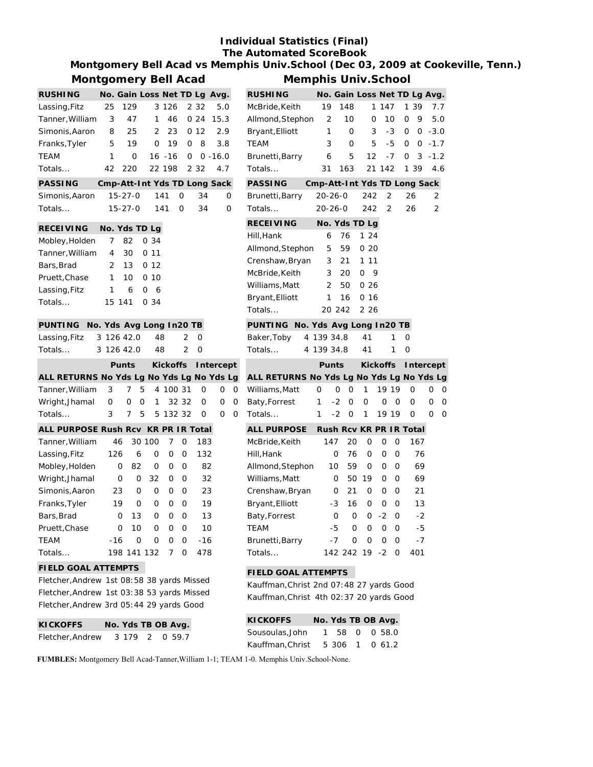# Individual Statistics (Final)
## The Automated ScoreBook
### Montgomery Bell Acad vs Memphis Univ.School (Dec 03, 2009 at Cookeville, Tenn.)

## Montgomery Bell Acad

| RUSHING | No. | Gain | Loss | Net | TD | Lg | Avg. |
|---|---|---|---|---|---|---|---|
| Lassing,Fitz | 25 | 129 | 3 | 126 | 2 | 32 | 5.0 |
| Tanner,William | 3 | 47 | 1 | 46 | 0 | 24 | 15.3 |
| Simonis,Aaron | 8 | 25 | 2 | 23 | 0 | 12 | 2.9 |
| Franks,Tyler | 5 | 19 | 0 | 19 | 0 | 8 | 3.8 |
| TEAM | 1 | 0 | 16 | -16 | 0 | 0 | -16.0 |
| Totals... | 42 | 220 | 22 | 198 | 2 | 32 | 4.7 |

| PASSING | Cmp-Att-Int | Yds | TD | Long | Sack |
|---|---|---|---|---|---|
| Simonis,Aaron | 15-27-0 | 141 | 0 | 34 | 0 |
| Totals... | 15-27-0 | 141 | 0 | 34 | 0 |

| RECEIVING | No. | Yds | TD | Lg |
|---|---|---|---|---|
| Mobley,Holden | 7 | 82 | 0 | 34 |
| Tanner,William | 4 | 30 | 0 | 11 |
| Bars,Brad | 2 | 13 | 0 | 12 |
| Pruett,Chase | 1 | 10 | 0 | 10 |
| Lassing,Fitz | 1 | 6 | 0 | 6 |
| Totals... | 15 | 141 | 0 | 34 |

| PUNTING | No. | Yds | Avg | Long | In20 | TB |
|---|---|---|---|---|---|---|
| Lassing,Fitz | 3 | 126 | 42.0 | 48 | 2 | 0 |
| Totals... | 3 | 126 | 42.0 | 48 | 2 | 0 |

| | Punts | | | Kickoffs | | | Intercept | | |
|---|---|---|---|---|---|---|---|---|---|
| ALL RETURNS | No | Yds | Lg | No | Yds | Lg | No | Yds | Lg |
| Tanner,William | 3 | 7 | 5 | 4 | 100 | 31 | 0 | 0 | 0 |
| Wright,Jhamal | 0 | 0 | 0 | 1 | 32 | 32 | 0 | 0 | 0 |
| Totals... | 3 | 7 | 5 | 5 | 132 | 32 | 0 | 0 | 0 |

| ALL PURPOSE | Rush | Rcv | KR | PR | IR | Total |
|---|---|---|---|---|---|---|
| Tanner,William | 46 | 30 | 100 | 7 | 0 | 183 |
| Lassing,Fitz | 126 | 6 | 0 | 0 | 0 | 132 |
| Mobley,Holden | 0 | 82 | 0 | 0 | 0 | 82 |
| Wright,Jhamal | 0 | 0 | 32 | 0 | 0 | 32 |
| Simonis,Aaron | 23 | 0 | 0 | 0 | 0 | 23 |
| Franks,Tyler | 19 | 0 | 0 | 0 | 0 | 19 |
| Bars,Brad | 0 | 13 | 0 | 0 | 0 | 13 |
| Pruett,Chase | 0 | 10 | 0 | 0 | 0 | 10 |
| TEAM | -16 | 0 | 0 | 0 | 0 | -16 |
| Totals... | 198 | 141 | 132 | 7 | 0 | 478 |

**FIELD GOAL ATTEMPTS**

Fletcher,Andrew 1st 08:58 38 yards Missed
Fletcher,Andrew 1st 03:38 53 yards Missed
Fletcher,Andrew 3rd 05:44 29 yards Good

| KICKOFFS | No. | Yds | TB | OB | Avg. |
|---|---|---|---|---|---|
| Fletcher,Andrew | 3 | 179 | 2 | 0 | 59.7 |

## Memphis Univ.School

| RUSHING | No. | Gain | Loss | Net | TD | Lg | Avg. |
|---|---|---|---|---|---|---|---|
| McBride,Keith | 19 | 148 | 1 | 147 | 1 | 39 | 7.7 |
| Allmond,Stephon | 2 | 10 | 0 | 10 | 0 | 9 | 5.0 |
| Bryant,Elliott | 1 | 0 | 3 | -3 | 0 | 0 | -3.0 |
| TEAM | 3 | 0 | 5 | -5 | 0 | 0 | -1.7 |
| Brunetti,Barry | 6 | 5 | 12 | -7 | 0 | 3 | -1.2 |
| Totals... | 31 | 163 | 21 | 142 | 1 | 39 | 4.6 |

| PASSING | Cmp-Att-Int | Yds | TD | Long | Sack |
|---|---|---|---|---|---|
| Brunetti,Barry | 20-26-0 | 242 | 2 | 26 | 2 |
| Totals... | 20-26-0 | 242 | 2 | 26 | 2 |

| RECEIVING | No. | Yds | TD | Lg |
|---|---|---|---|---|
| Hill,Hank | 6 | 76 | 1 | 24 |
| Allmond,Stephon | 5 | 59 | 0 | 20 |
| Crenshaw,Bryan | 3 | 21 | 1 | 11 |
| McBride,Keith | 3 | 20 | 0 | 9 |
| Williams,Matt | 2 | 50 | 0 | 26 |
| Bryant,Elliott | 1 | 16 | 0 | 16 |
| Totals... | 20 | 242 | 2 | 26 |

| PUNTING | No. | Yds | Avg | Long | In20 | TB |
|---|---|---|---|---|---|---|
| Baker,Toby | 4 | 139 | 34.8 | 41 | 1 | 0 |
| Totals... | 4 | 139 | 34.8 | 41 | 1 | 0 |

| | Punts | | | Kickoffs | | | Intercept | | |
|---|---|---|---|---|---|---|---|---|---|
| ALL RETURNS | No | Yds | Lg | No | Yds | Lg | No | Yds | Lg |
| Williams,Matt | 0 | 0 | 0 | 1 | 19 | 19 | 0 | 0 | 0 |
| Baty,Forrest | 1 | -2 | 0 | 0 | 0 | 0 | 0 | 0 | 0 |
| Totals... | 1 | -2 | 0 | 1 | 19 | 19 | 0 | 0 | 0 |

| ALL PURPOSE | Rush | Rcv | KR | PR | IR | Total |
|---|---|---|---|---|---|---|
| McBride,Keith | 147 | 20 | 0 | 0 | 0 | 167 |
| Hill,Hank | 0 | 76 | 0 | 0 | 0 | 76 |
| Allmond,Stephon | 10 | 59 | 0 | 0 | 0 | 69 |
| Williams,Matt | 0 | 50 | 19 | 0 | 0 | 69 |
| Crenshaw,Bryan | 0 | 21 | 0 | 0 | 0 | 21 |
| Bryant,Elliott | -3 | 16 | 0 | 0 | 0 | 13 |
| Baty,Forrest | 0 | 0 | 0 | -2 | 0 | -2 |
| TEAM | -5 | 0 | 0 | 0 | 0 | -5 |
| Brunetti,Barry | -7 | 0 | 0 | 0 | 0 | -7 |
| Totals... | 142 | 242 | 19 | -2 | 0 | 401 |

**FIELD GOAL ATTEMPTS**

Kauffman,Christ 2nd 07:48 27 yards Good
Kauffman,Christ 4th 02:37 20 yards Good

| KICKOFFS | No. | Yds | TB | OB | Avg. |
|---|---|---|---|---|---|
| Sousoulas,John | 1 | 58 | 0 | 0 | 58.0 |
| Kauffman,Christ | 5 | 306 | 1 | 0 | 61.2 |

**FUMBLES:** Montgomery Bell Acad-Tanner,William 1-1; TEAM 1-0. Memphis Univ.School-None.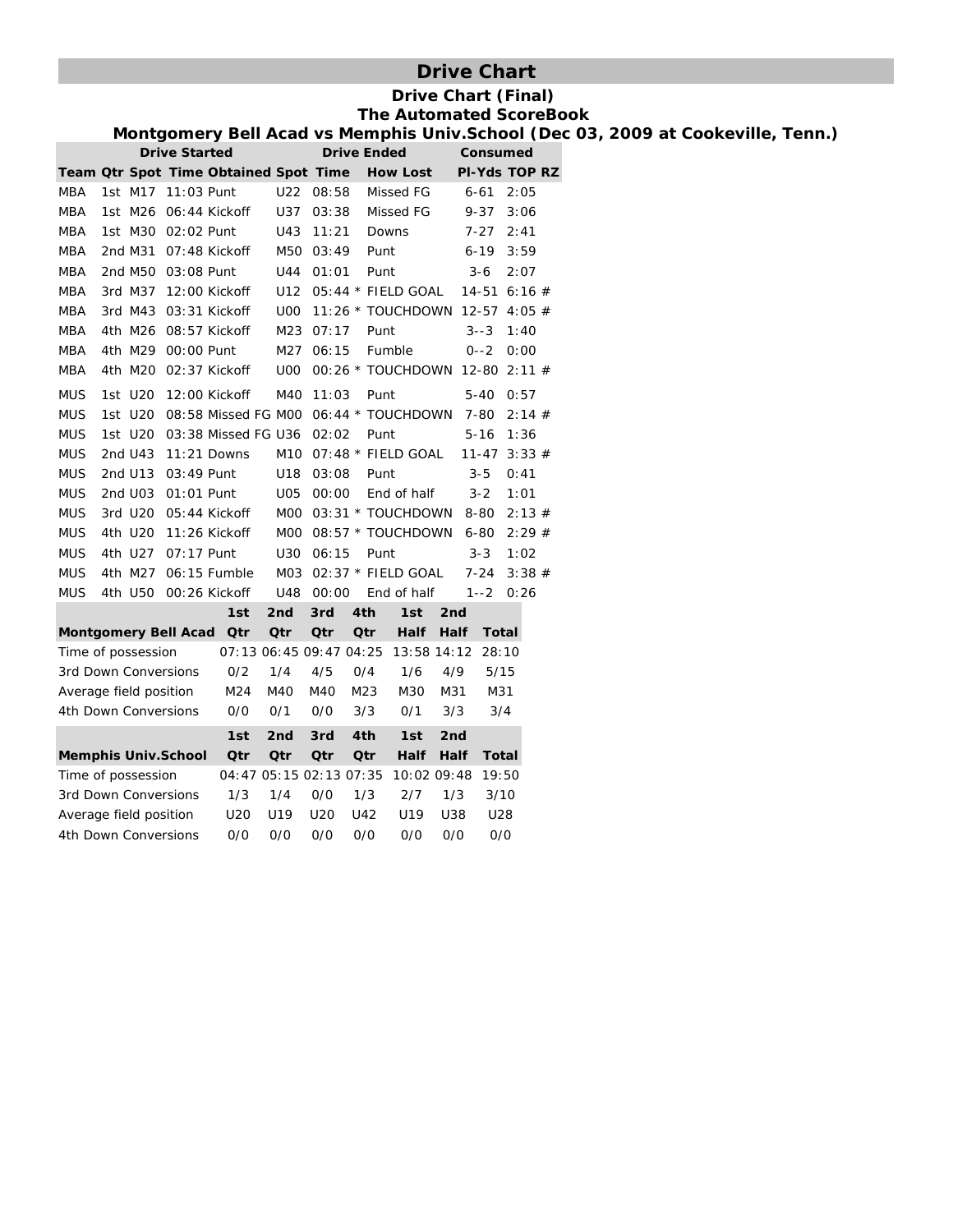# Drive Chart

## Drive Chart (Final)

### The Automated ScoreBook

### Montgomery Bell Acad vs Memphis Univ.School (Dec 03, 2009 at Cookeville, Tenn.)

| Drive Started | | | | Drive Ended | | | Consumed | | |
|---|---|---|---|---|---|---|---|---|---|
| Team | Qtr | Spot | Time Obtained | Spot | Time | How Lost | Pl-Yds | TOP | RZ |
| MBA | 1st | M17 | 11:03 Punt | U22 | 08:58 | Missed FG | 6-61 | 2:05 | |
| MBA | 1st | M26 | 06:44 Kickoff | U37 | 03:38 | Missed FG | 9-37 | 3:06 | |
| MBA | 1st | M30 | 02:02 Punt | U43 | 11:21 | Downs | 7-27 | 2:41 | |
| MBA | 2nd | M31 | 07:48 Kickoff | M50 | 03:49 | Punt | 6-19 | 3:59 | |
| MBA | 2nd | M50 | 03:08 Punt | U44 | 01:01 | Punt | 3-6 | 2:07 | |
| MBA | 3rd | M37 | 12:00 Kickoff | U12 | 05:44 | * FIELD GOAL | 14-51 | 6:16 | # |
| MBA | 3rd | M43 | 03:31 Kickoff | U00 | 11:26 | * TOUCHDOWN | 12-57 | 4:05 | # |
| MBA | 4th | M26 | 08:57 Kickoff | M23 | 07:17 | Punt | 3--3 | 1:40 | |
| MBA | 4th | M29 | 00:00 Punt | M27 | 06:15 | Fumble | 0--2 | 0:00 | |
| MBA | 4th | M20 | 02:37 Kickoff | U00 | 00:26 | * TOUCHDOWN | 12-80 | 2:11 | # |
| MUS | 1st | U20 | 12:00 Kickoff | M40 | 11:03 | Punt | 5-40 | 0:57 | |
| MUS | 1st | U20 | 08:58 Missed FG | M00 | 06:44 | * TOUCHDOWN | 7-80 | 2:14 | # |
| MUS | 1st | U20 | 03:38 Missed FG | U36 | 02:02 | Punt | 5-16 | 1:36 | |
| MUS | 2nd | U43 | 11:21 Downs | M10 | 07:48 | * FIELD GOAL | 11-47 | 3:33 | # |
| MUS | 2nd | U13 | 03:49 Punt | U18 | 03:08 | Punt | 3-5 | 0:41 | |
| MUS | 2nd | U03 | 01:01 Punt | U05 | 00:00 | End of half | 3-2 | 1:01 | |
| MUS | 3rd | U20 | 05:44 Kickoff | M00 | 03:31 | * TOUCHDOWN | 8-80 | 2:13 | # |
| MUS | 4th | U20 | 11:26 Kickoff | M00 | 08:57 | * TOUCHDOWN | 6-80 | 2:29 | # |
| MUS | 4th | U27 | 07:17 Punt | U30 | 06:15 | Punt | 3-3 | 1:02 | |
| MUS | 4th | M27 | 06:15 Fumble | M03 | 02:37 | * FIELD GOAL | 7-24 | 3:38 | # |
| MUS | 4th | U50 | 00:26 Kickoff | U48 | 00:00 | End of half | 1--2 | 0:26 | |

| Montgomery Bell Acad | 1st Qtr | 2nd Qtr | 3rd Qtr | 4th Qtr | 1st Half | 2nd Half | Total |
|---|---|---|---|---|---|---|---|
| Time of possession | 07:13 | 06:45 | 09:47 | 04:25 | 13:58 | 14:12 | 28:10 |
| 3rd Down Conversions | 0/2 | 1/4 | 4/5 | 0/4 | 1/6 | 4/9 | 5/15 |
| Average field position | M24 | M40 | M40 | M23 | M30 | M31 | M31 |
| 4th Down Conversions | 0/0 | 0/1 | 0/0 | 3/3 | 0/1 | 3/3 | 3/4 |

| Memphis Univ.School | 1st Qtr | 2nd Qtr | 3rd Qtr | 4th Qtr | 1st Half | 2nd Half | Total |
|---|---|---|---|---|---|---|---|
| Time of possession | 04:47 | 05:15 | 02:13 | 07:35 | 10:02 | 09:48 | 19:50 |
| 3rd Down Conversions | 1/3 | 1/4 | 0/0 | 1/3 | 2/7 | 1/3 | 3/10 |
| Average field position | U20 | U19 | U20 | U42 | U19 | U38 | U28 |
| 4th Down Conversions | 0/0 | 0/0 | 0/0 | 0/0 | 0/0 | 0/0 | 0/0 |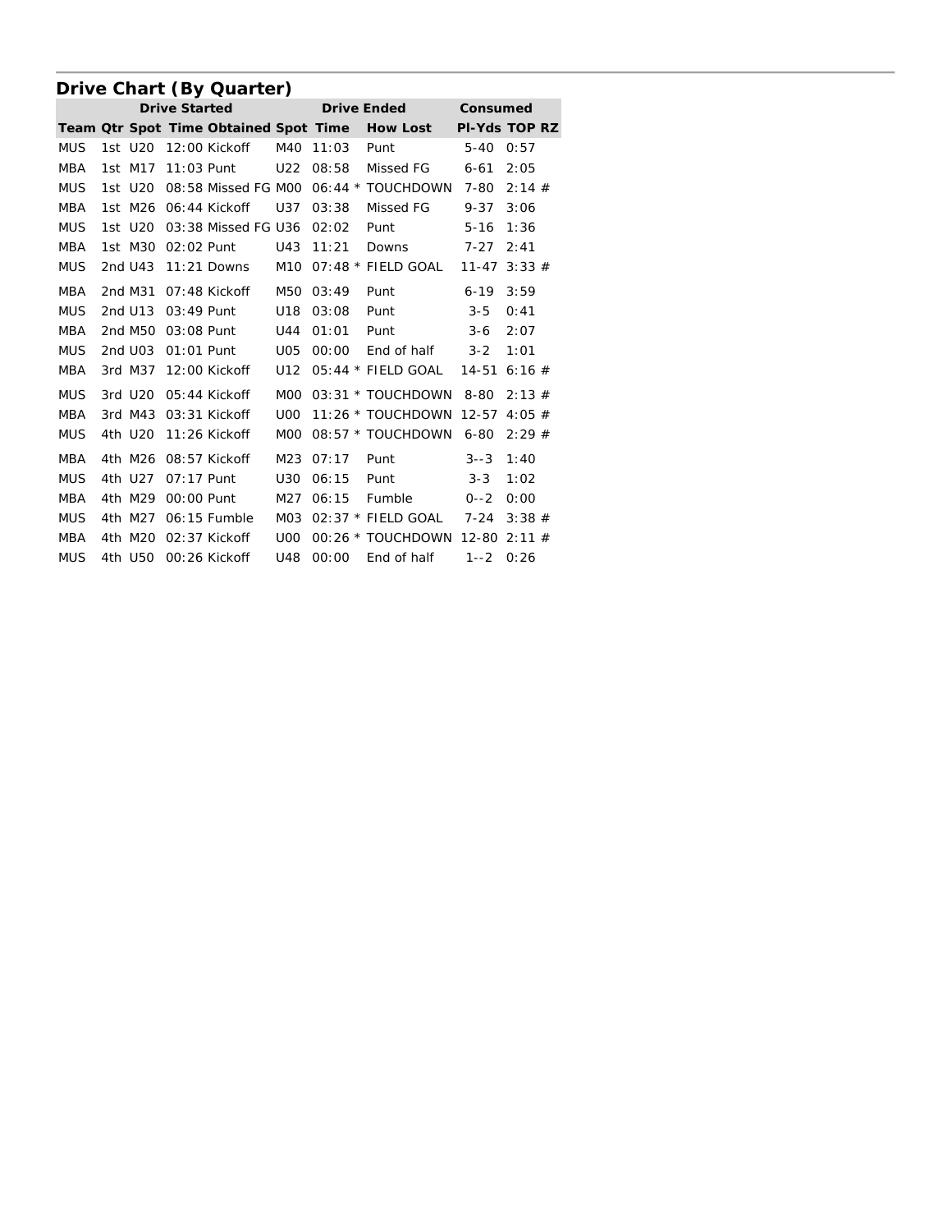## Drive Chart (By Quarter)

| | Drive Started | | | | Drive Ended | | | Consumed | | |
|---|---|---|---|---|---|---|---|---|---|---|
| Team | Qtr | Spot | Time | Obtained | Spot | Time | How Lost | Pl-Yds | TOP | RZ |
| MUS | 1st | U20 | 12:00 | Kickoff | M40 | 11:03 | Punt | 5-40 | 0:57 | |
| MBA | 1st | M17 | 11:03 | Punt | U22 | 08:58 | Missed FG | 6-61 | 2:05 | |
| MUS | 1st | U20 | 08:58 | Missed FG | M00 | 06:44 | * TOUCHDOWN | 7-80 | 2:14 | # |
| MBA | 1st | M26 | 06:44 | Kickoff | U37 | 03:38 | Missed FG | 9-37 | 3:06 | |
| MUS | 1st | U20 | 03:38 | Missed FG | U36 | 02:02 | Punt | 5-16 | 1:36 | |
| MBA | 1st | M30 | 02:02 | Punt | U43 | 11:21 | Downs | 7-27 | 2:41 | |
| MUS | 2nd | U43 | 11:21 | Downs | M10 | 07:48 | * FIELD GOAL | 11-47 | 3:33 | # |
| MBA | 2nd | M31 | 07:48 | Kickoff | M50 | 03:49 | Punt | 6-19 | 3:59 | |
| MUS | 2nd | U13 | 03:49 | Punt | U18 | 03:08 | Punt | 3-5 | 0:41 | |
| MBA | 2nd | M50 | 03:08 | Punt | U44 | 01:01 | Punt | 3-6 | 2:07 | |
| MUS | 2nd | U03 | 01:01 | Punt | U05 | 00:00 | End of half | 3-2 | 1:01 | |
| MBA | 3rd | M37 | 12:00 | Kickoff | U12 | 05:44 | * FIELD GOAL | 14-51 | 6:16 | # |
| MUS | 3rd | U20 | 05:44 | Kickoff | M00 | 03:31 | * TOUCHDOWN | 8-80 | 2:13 | # |
| MBA | 3rd | M43 | 03:31 | Kickoff | U00 | 11:26 | * TOUCHDOWN | 12-57 | 4:05 | # |
| MUS | 4th | U20 | 11:26 | Kickoff | M00 | 08:57 | * TOUCHDOWN | 6-80 | 2:29 | # |
| MBA | 4th | M26 | 08:57 | Kickoff | M23 | 07:17 | Punt | 3--3 | 1:40 | |
| MUS | 4th | U27 | 07:17 | Punt | U30 | 06:15 | Punt | 3-3 | 1:02 | |
| MBA | 4th | M29 | 00:00 | Punt | M27 | 06:15 | Fumble | 0--2 | 0:00 | |
| MUS | 4th | M27 | 06:15 | Fumble | M03 | 02:37 | * FIELD GOAL | 7-24 | 3:38 | # |
| MBA | 4th | M20 | 02:37 | Kickoff | U00 | 00:26 | * TOUCHDOWN | 12-80 | 2:11 | # |
| MUS | 4th | U50 | 00:26 | Kickoff | U48 | 00:00 | End of half | 1--2 | 0:26 | |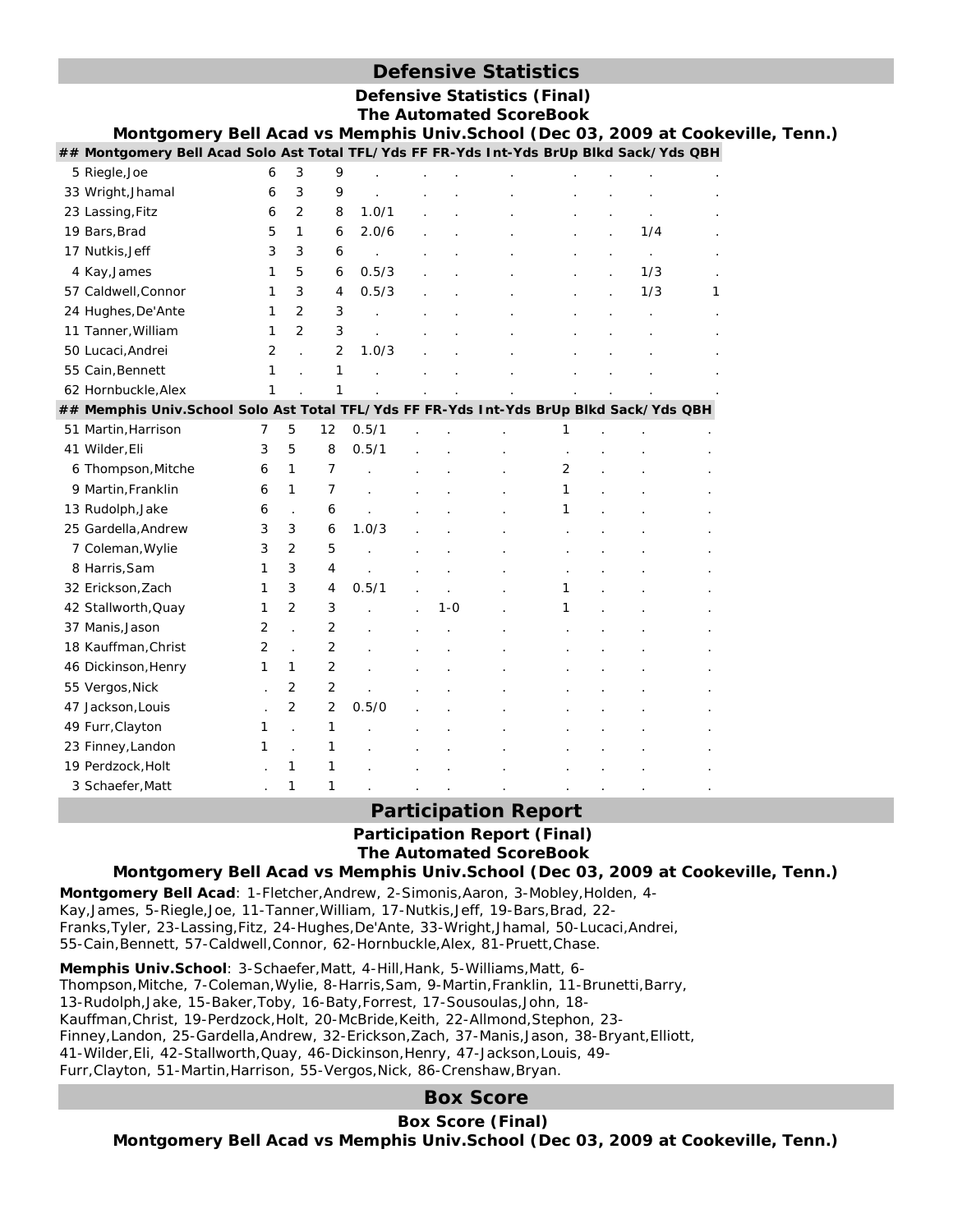## Defensive Statistics

### Defensive Statistics (Final)
### The Automated ScoreBook
### Montgomery Bell Acad vs Memphis Univ.School (Dec 03, 2009 at Cookeville, Tenn.)

| ## Montgomery Bell Acad | Solo | Ast | Total | TFL/Yds | FF | FR-Yds | Int-Yds | BrUp | Blkd | Sack/Yds | QBH |
|---|---|---|---|---|---|---|---|---|---|---|---|
| 5 Riegle,Joe | 6 | 3 | 9 | . | . | . | . | . | . | . | . |
| 33 Wright,Jhamal | 6 | 3 | 9 | . | . | . | . | . | . | . | . |
| 23 Lassing,Fitz | 6 | 2 | 8 | 1.0/1 | . | . | . | . | . | . | . |
| 19 Bars,Brad | 5 | 1 | 6 | 2.0/6 | . | . | . | . | . | 1/4 | . |
| 17 Nutkis,Jeff | 3 | 3 | 6 | . | . | . | . | . | . | . | . |
| 4 Kay,James | 1 | 5 | 6 | 0.5/3 | . | . | . | . | . | 1/3 | . |
| 57 Caldwell,Connor | 1 | 3 | 4 | 0.5/3 | . | . | . | . | . | 1/3 | 1 |
| 24 Hughes,De'Ante | 1 | 2 | 3 | . | . | . | . | . | . | . | . |
| 11 Tanner,William | 1 | 2 | 3 | . | . | . | . | . | . | . | . |
| 50 Lucaci,Andrei | 2 | . | 2 | 1.0/3 | . | . | . | . | . | . | . |
| 55 Cain,Bennett | 1 | . | 1 | . | . | . | . | . | . | . | . |
| 62 Hornbuckle,Alex | 1 | . | 1 | . | . | . | . | . | . | . | . |

| ## Memphis Univ.School | Solo | Ast | Total | TFL/Yds | FF | FR-Yds | Int-Yds | BrUp | Blkd | Sack/Yds | QBH |
|---|---|---|---|---|---|---|---|---|---|---|---|
| 51 Martin,Harrison | 7 | 5 | 12 | 0.5/1 | . | . | . | 1 | . | . | . |
| 41 Wilder,Eli | 3 | 5 | 8 | 0.5/1 | . | . | . | . | . | . | . |
| 6 Thompson,Mitche | 6 | 1 | 7 | . | . | . | . | 2 | . | . | . |
| 9 Martin,Franklin | 6 | 1 | 7 | . | . | . | . | 1 | . | . | . |
| 13 Rudolph,Jake | 6 | . | 6 | . | . | . | . | 1 | . | . | . |
| 25 Gardella,Andrew | 3 | 3 | 6 | 1.0/3 | . | . | . | . | . | . | . |
| 7 Coleman,Wylie | 3 | 2 | 5 | . | . | . | . | . | . | . | . |
| 8 Harris,Sam | 1 | 3 | 4 | . | . | . | . | . | . | . | . |
| 32 Erickson,Zach | 1 | 3 | 4 | 0.5/1 | . | . | . | 1 | . | . | . |
| 42 Stallworth,Quay | 1 | 2 | 3 | . | . | 1-0 | . | 1 | . | . | . |
| 37 Manis,Jason | 2 | . | 2 | . | . | . | . | . | . | . | . |
| 18 Kauffman,Christ | 2 | . | 2 | . | . | . | . | . | . | . | . |
| 46 Dickinson,Henry | 1 | 1 | 2 | . | . | . | . | . | . | . | . |
| 55 Vergos,Nick | . | 2 | 2 | . | . | . | . | . | . | . | . |
| 47 Jackson,Louis | . | 2 | 2 | 0.5/0 | . | . | . | . | . | . | . |
| 49 Furr,Clayton | 1 | . | 1 | . | . | . | . | . | . | . | . |
| 23 Finney,Landon | 1 | . | 1 | . | . | . | . | . | . | . | . |
| 19 Perdzock,Holt | . | 1 | 1 | . | . | . | . | . | . | . | . |
| 3 Schaefer,Matt | . | 1 | 1 | . | . | . | . | . | . | . | . |

## Participation Report

### Participation Report (Final)
### The Automated ScoreBook
### Montgomery Bell Acad vs Memphis Univ.School (Dec 03, 2009 at Cookeville, Tenn.)

**Montgomery Bell Acad**: 1-Fletcher,Andrew, 2-Simonis,Aaron, 3-Mobley,Holden, 4-Kay,James, 5-Riegle,Joe, 11-Tanner,William, 17-Nutkis,Jeff, 19-Bars,Brad, 22-Franks,Tyler, 23-Lassing,Fitz, 24-Hughes,De'Ante, 33-Wright,Jhamal, 50-Lucaci,Andrei, 55-Cain,Bennett, 57-Caldwell,Connor, 62-Hornbuckle,Alex, 81-Pruett,Chase.

**Memphis Univ.School**: 3-Schaefer,Matt, 4-Hill,Hank, 5-Williams,Matt, 6-Thompson,Mitche, 7-Coleman,Wylie, 8-Harris,Sam, 9-Martin,Franklin, 11-Brunetti,Barry, 13-Rudolph,Jake, 15-Baker,Toby, 16-Baty,Forrest, 17-Sousoulas,John, 18-Kauffman,Christ, 19-Perdzock,Holt, 20-McBride,Keith, 22-Allmond,Stephon, 23-Finney,Landon, 25-Gardella,Andrew, 32-Erickson,Zach, 37-Manis,Jason, 38-Bryant,Elliott, 41-Wilder,Eli, 42-Stallworth,Quay, 46-Dickinson,Henry, 47-Jackson,Louis, 49-Furr,Clayton, 51-Martin,Harrison, 55-Vergos,Nick, 86-Crenshaw,Bryan.

## Box Score

### Box Score (Final)
### Montgomery Bell Acad vs Memphis Univ.School (Dec 03, 2009 at Cookeville, Tenn.)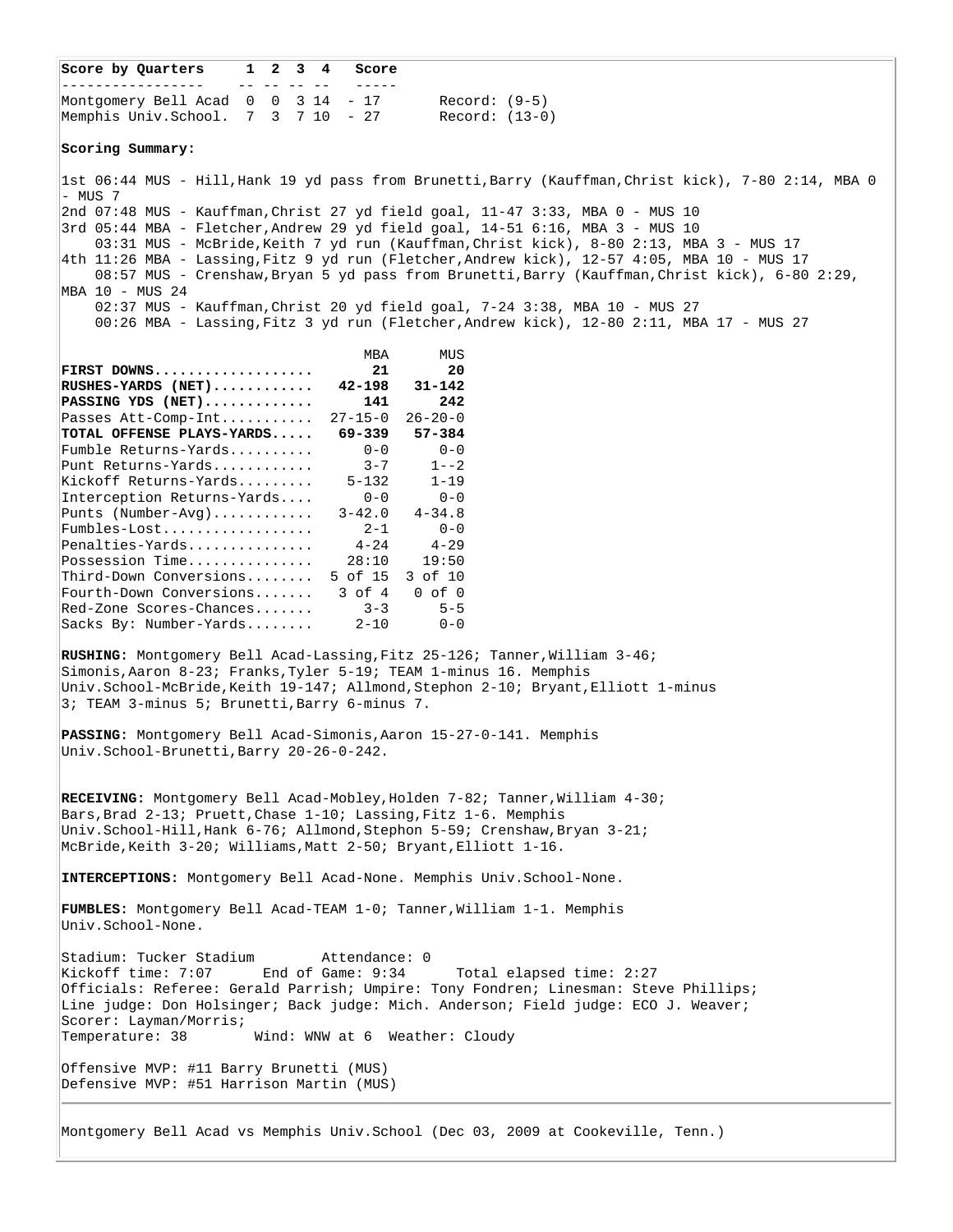| Score by Quarters | 1 | 2 | 3 | 4 | Score | |
|---|---|---|---|---|---|---|
| Montgomery Bell Acad | 0 | 0 | 3 | 14 | - 17 | Record: (9-5) |
| Memphis Univ.School. | 7 | 3 | 7 | 10 | - 27 | Record: (13-0) |

**Scoring Summary:**

1st 06:44 MUS - Hill,Hank 19 yd pass from Brunetti,Barry (Kauffman,Christ kick), 7-80 2:14, MBA 0 - MUS 7
2nd 07:48 MUS - Kauffman,Christ 27 yd field goal, 11-47 3:33, MBA 0 - MUS 10
3rd 05:44 MBA - Fletcher,Andrew 29 yd field goal, 14-51 6:16, MBA 3 - MUS 10
03:31 MUS - McBride,Keith 7 yd run (Kauffman,Christ kick), 8-80 2:13, MBA 3 - MUS 17
4th 11:26 MBA - Lassing,Fitz 9 yd run (Fletcher,Andrew kick), 12-57 4:05, MBA 10 - MUS 17
08:57 MUS - Crenshaw,Bryan 5 yd pass from Brunetti,Barry (Kauffman,Christ kick), 6-80 2:29, MBA 10 - MUS 24
02:37 MUS - Kauffman,Christ 20 yd field goal, 7-24 3:38, MBA 10 - MUS 27
00:26 MBA - Lassing,Fitz 3 yd run (Fletcher,Andrew kick), 12-80 2:11, MBA 17 - MUS 27

| | MBA | MUS |
|---|---|---|
| **FIRST DOWNS** | **21** | **20** |
| **RUSHES-YARDS (NET)** | **42-198** | **31-142** |
| **PASSING YDS (NET)** | **141** | **242** |
| Passes Att-Comp-Int | 27-15-0 | 26-20-0 |
| **TOTAL OFFENSE PLAYS-YARDS** | **69-339** | **57-384** |
| Fumble Returns-Yards | 0-0 | 0-0 |
| Punt Returns-Yards | 3-7 | 1--2 |
| Kickoff Returns-Yards | 5-132 | 1-19 |
| Interception Returns-Yards | 0-0 | 0-0 |
| Punts (Number-Avg) | 3-42.0 | 4-34.8 |
| Fumbles-Lost | 2-1 | 0-0 |
| Penalties-Yards | 4-24 | 4-29 |
| Possession Time | 28:10 | 19:50 |
| Third-Down Conversions | 5 of 15 | 3 of 10 |
| Fourth-Down Conversions | 3 of 4 | 0 of 0 |
| Red-Zone Scores-Chances | 3-3 | 5-5 |
| Sacks By: Number-Yards | 2-10 | 0-0 |

**RUSHING:** Montgomery Bell Acad-Lassing,Fitz 25-126; Tanner,William 3-46; Simonis,Aaron 8-23; Franks,Tyler 5-19; TEAM 1-minus 16. Memphis Univ.School-McBride,Keith 19-147; Allmond,Stephon 2-10; Bryant,Elliott 1-minus 3; TEAM 3-minus 5; Brunetti,Barry 6-minus 7.

**PASSING:** Montgomery Bell Acad-Simonis,Aaron 15-27-0-141. Memphis Univ.School-Brunetti,Barry 20-26-0-242.

**RECEIVING:** Montgomery Bell Acad-Mobley,Holden 7-82; Tanner,William 4-30; Bars,Brad 2-13; Pruett,Chase 1-10; Lassing,Fitz 1-6. Memphis Univ.School-Hill,Hank 6-76; Allmond,Stephon 5-59; Crenshaw,Bryan 3-21; McBride,Keith 3-20; Williams,Matt 2-50; Bryant,Elliott 1-16.

**INTERCEPTIONS:** Montgomery Bell Acad-None. Memphis Univ.School-None.

**FUMBLES:** Montgomery Bell Acad-TEAM 1-0; Tanner,William 1-1. Memphis Univ.School-None.

Stadium: Tucker Stadium Attendance: 0
Kickoff time: 7:07 End of Game: 9:34 Total elapsed time: 2:27
Officials: Referee: Gerald Parrish; Umpire: Tony Fondren; Linesman: Steve Phillips; Line judge: Don Holsinger; Back judge: Mich. Anderson; Field judge: ECO J. Weaver;
Scorer: Layman/Morris;
Temperature: 38 Wind: WNW at 6 Weather: Cloudy

Offensive MVP: #11 Barry Brunetti (MUS)
Defensive MVP: #51 Harrison Martin (MUS)

Montgomery Bell Acad vs Memphis Univ.School (Dec 03, 2009 at Cookeville, Tenn.)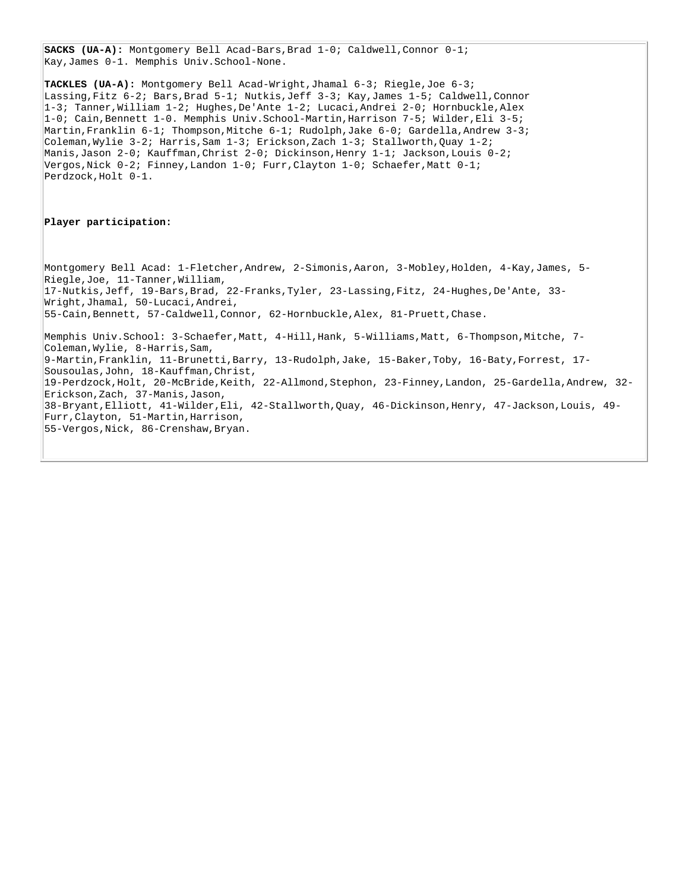**SACKS (UA-A):** Montgomery Bell Acad-Bars,Brad 1-0; Caldwell,Connor 0-1; Kay,James 0-1. Memphis Univ.School-None.

**TACKLES (UA-A):** Montgomery Bell Acad-Wright,Jhamal 6-3; Riegle,Joe 6-3; Lassing,Fitz 6-2; Bars,Brad 5-1; Nutkis,Jeff 3-3; Kay,James 1-5; Caldwell,Connor 1-3; Tanner,William 1-2; Hughes,De'Ante 1-2; Lucaci,Andrei 2-0; Hornbuckle,Alex 1-0; Cain,Bennett 1-0. Memphis Univ.School-Martin,Harrison 7-5; Wilder,Eli 3-5; Martin,Franklin 6-1; Thompson,Mitche 6-1; Rudolph,Jake 6-0; Gardella,Andrew 3-3; Coleman,Wylie 3-2; Harris,Sam 1-3; Erickson,Zach 1-3; Stallworth,Quay 1-2; Manis,Jason 2-0; Kauffman,Christ 2-0; Dickinson,Henry 1-1; Jackson,Louis 0-2; Vergos,Nick 0-2; Finney,Landon 1-0; Furr,Clayton 1-0; Schaefer,Matt 0-1; Perdzock,Holt 0-1.

**Player participation:**

Montgomery Bell Acad: 1-Fletcher,Andrew, 2-Simonis,Aaron, 3-Mobley,Holden, 4-Kay,James, 5-Riegle,Joe, 11-Tanner,William, 17-Nutkis,Jeff, 19-Bars,Brad, 22-Franks,Tyler, 23-Lassing,Fitz, 24-Hughes,De'Ante, 33-Wright,Jhamal, 50-Lucaci,Andrei, 55-Cain,Bennett, 57-Caldwell,Connor, 62-Hornbuckle,Alex, 81-Pruett,Chase.

Memphis Univ.School: 3-Schaefer,Matt, 4-Hill,Hank, 5-Williams,Matt, 6-Thompson,Mitche, 7-Coleman,Wylie, 8-Harris,Sam, 9-Martin,Franklin, 11-Brunetti,Barry, 13-Rudolph,Jake, 15-Baker,Toby, 16-Baty,Forrest, 17-Sousoulas,John, 18-Kauffman,Christ, 19-Perdzock,Holt, 20-McBride,Keith, 22-Allmond,Stephon, 23-Finney,Landon, 25-Gardella,Andrew, 32-Erickson,Zach, 37-Manis,Jason, 38-Bryant,Elliott, 41-Wilder,Eli, 42-Stallworth,Quay, 46-Dickinson,Henry, 47-Jackson,Louis, 49-Furr,Clayton, 51-Martin,Harrison, 55-Vergos,Nick, 86-Crenshaw,Bryan.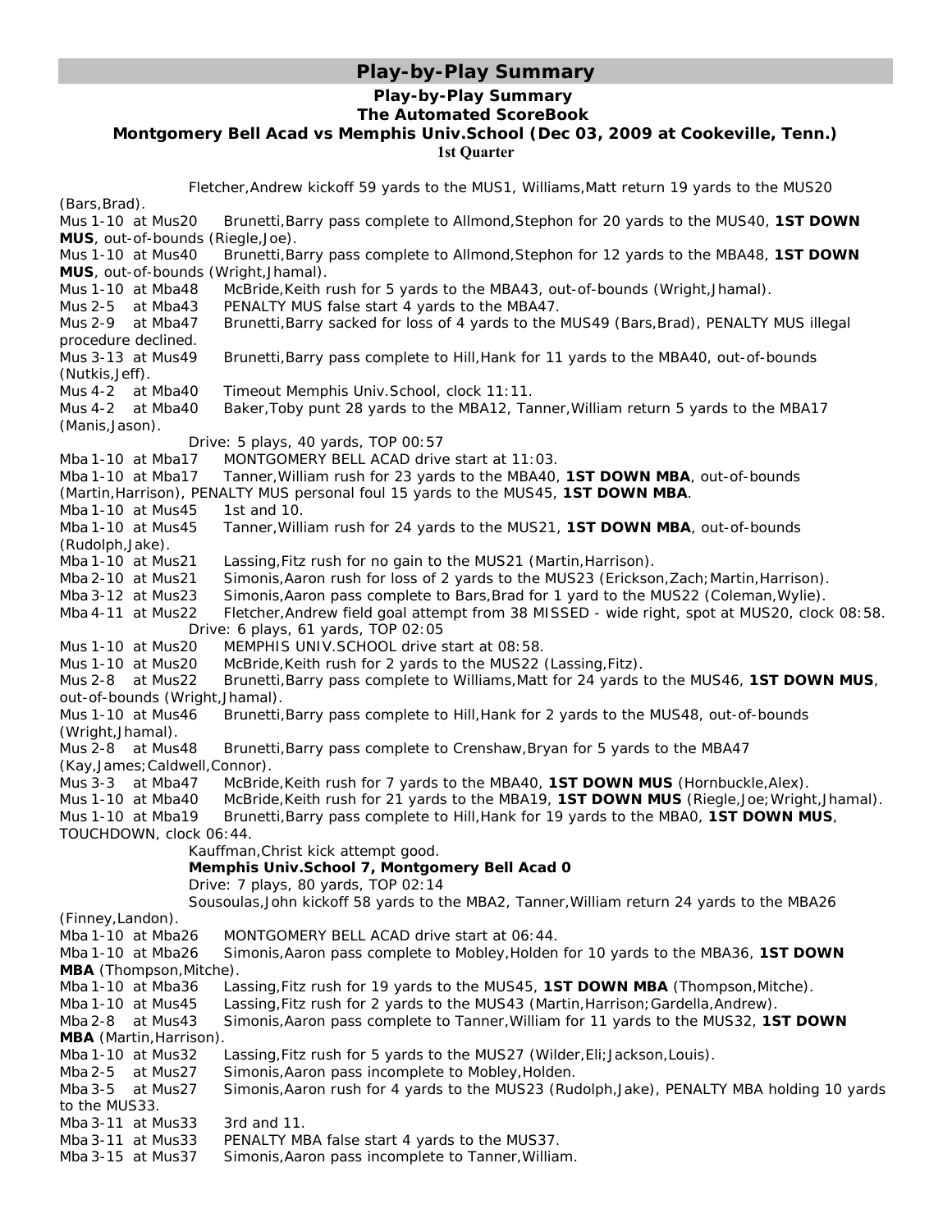## Play-by-Play Summary

### Play-by-Play Summary
### The Automated ScoreBook
### Montgomery Bell Acad vs Memphis Univ.School (Dec 03, 2009 at Cookeville, Tenn.)
**1st Quarter**

Fletcher,Andrew kickoff 59 yards to the MUS1, Williams,Matt return 19 yards to the MUS20 (Bars,Brad).

Mus 1-10 at Mus20 Brunetti,Barry pass complete to Allmond,Stephon for 20 yards to the MUS40, **1ST DOWN MUS**, out-of-bounds (Riegle,Joe).

Mus 1-10 at Mus40 Brunetti,Barry pass complete to Allmond,Stephon for 12 yards to the MBA48, **1ST DOWN MUS**, out-of-bounds (Wright,Jhamal).

Mus 1-10 at Mba48 McBride,Keith rush for 5 yards to the MBA43, out-of-bounds (Wright,Jhamal).

Mus 2-5 at Mba43 PENALTY MUS false start 4 yards to the MBA47.

Mus 2-9 at Mba47 Brunetti,Barry sacked for loss of 4 yards to the MUS49 (Bars,Brad), PENALTY MUS illegal procedure declined.

Mus 3-13 at Mus49 Brunetti,Barry pass complete to Hill,Hank for 11 yards to the MBA40, out-of-bounds (Nutkis,Jeff).

Mus 4-2 at Mba40 Timeout Memphis Univ.School, clock 11:11.

Mus 4-2 at Mba40 Baker,Toby punt 28 yards to the MBA12, Tanner,William return 5 yards to the MBA17 (Manis,Jason).

Drive: 5 plays, 40 yards, TOP 00:57

Mba 1-10 at Mba17 MONTGOMERY BELL ACAD drive start at 11:03.

Mba 1-10 at Mba17 Tanner,William rush for 23 yards to the MBA40, **1ST DOWN MBA**, out-of-bounds (Martin,Harrison), PENALTY MUS personal foul 15 yards to the MUS45, **1ST DOWN MBA**.

Mba 1-10 at Mus45 1st and 10.

Mba 1-10 at Mus45 Tanner,William rush for 24 yards to the MUS21, **1ST DOWN MBA**, out-of-bounds (Rudolph,Jake).

Mba 1-10 at Mus21 Lassing,Fitz rush for no gain to the MUS21 (Martin,Harrison).

Mba 2-10 at Mus21 Simonis,Aaron rush for loss of 2 yards to the MUS23 (Erickson,Zach;Martin,Harrison).

Mba 3-12 at Mus23 Simonis,Aaron pass complete to Bars,Brad for 1 yard to the MUS22 (Coleman,Wylie).

Mba 4-11 at Mus22 Fletcher,Andrew field goal attempt from 38 MISSED - wide right, spot at MUS20, clock 08:58.

Drive: 6 plays, 61 yards, TOP 02:05

Mus 1-10 at Mus20 MEMPHIS UNIV.SCHOOL drive start at 08:58.

Mus 1-10 at Mus20 McBride,Keith rush for 2 yards to the MUS22 (Lassing,Fitz).

Mus 2-8 at Mus22 Brunetti,Barry pass complete to Williams,Matt for 24 yards to the MUS46, **1ST DOWN MUS**, out-of-bounds (Wright,Jhamal).

Mus 1-10 at Mus46 Brunetti,Barry pass complete to Hill,Hank for 2 yards to the MUS48, out-of-bounds (Wright,Jhamal).

Mus 2-8 at Mus48 Brunetti,Barry pass complete to Crenshaw,Bryan for 5 yards to the MBA47 (Kay,James;Caldwell,Connor).

Mus 3-3 at Mba47 McBride,Keith rush for 7 yards to the MBA40, **1ST DOWN MUS** (Hornbuckle,Alex).

Mus 1-10 at Mba40 McBride,Keith rush for 21 yards to the MBA19, **1ST DOWN MUS** (Riegle,Joe;Wright,Jhamal).

Mus 1-10 at Mba19 Brunetti,Barry pass complete to Hill,Hank for 19 yards to the MBA0, **1ST DOWN MUS**, TOUCHDOWN, clock 06:44.

Kauffman,Christ kick attempt good.

**Memphis Univ.School 7, Montgomery Bell Acad 0**

Drive: 7 plays, 80 yards, TOP 02:14

Sousoulas,John kickoff 58 yards to the MBA2, Tanner,William return 24 yards to the MBA26 (Finney,Landon).

Mba 1-10 at Mba26 MONTGOMERY BELL ACAD drive start at 06:44.

Mba 1-10 at Mba26 Simonis,Aaron pass complete to Mobley,Holden for 10 yards to the MBA36, **1ST DOWN MBA** (Thompson,Mitche).

Mba 1-10 at Mba36 Lassing,Fitz rush for 19 yards to the MUS45, **1ST DOWN MBA** (Thompson,Mitche).

Mba 1-10 at Mus45 Lassing,Fitz rush for 2 yards to the MUS43 (Martin,Harrison;Gardella,Andrew).

Mba 2-8 at Mus43 Simonis,Aaron pass complete to Tanner,William for 11 yards to the MUS32, **1ST DOWN MBA** (Martin,Harrison).

Mba 1-10 at Mus32 Lassing,Fitz rush for 5 yards to the MUS27 (Wilder,Eli;Jackson,Louis).

Mba 2-5 at Mus27 Simonis,Aaron pass incomplete to Mobley,Holden.

Mba 3-5 at Mus27 Simonis,Aaron rush for 4 yards to the MUS23 (Rudolph,Jake), PENALTY MBA holding 10 yards to the MUS33.

Mba 3-11 at Mus33 3rd and 11.

Mba 3-11 at Mus33 PENALTY MBA false start 4 yards to the MUS37.

Mba 3-15 at Mus37 Simonis,Aaron pass incomplete to Tanner,William.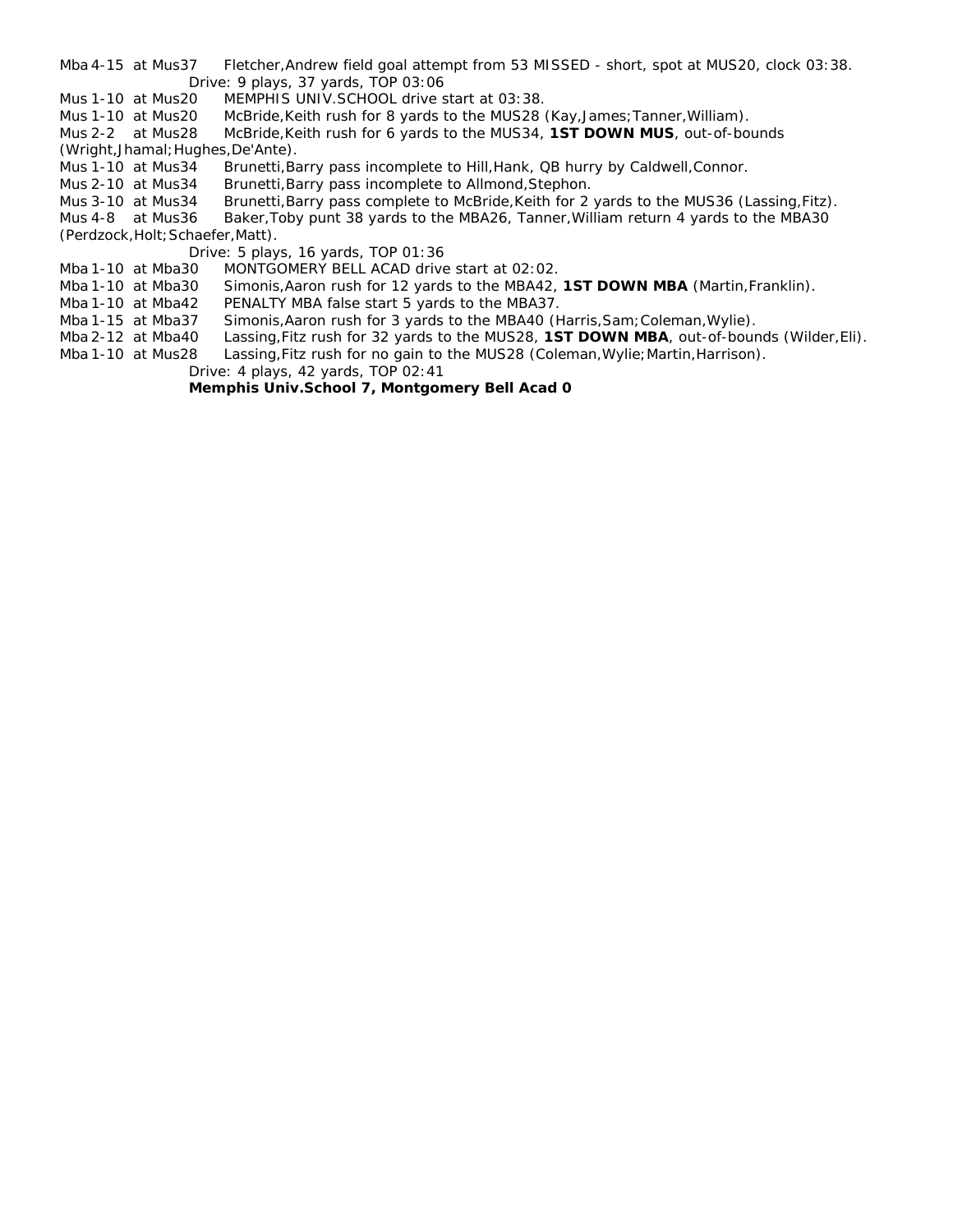Mba 4-15 at Mus37 Fletcher,Andrew field goal attempt from 53 MISSED - short, spot at MUS20, clock 03:38.

Drive: 9 plays, 37 yards, TOP 03:06

Mus 1-10 at Mus20 MEMPHIS UNIV.SCHOOL drive start at 03:38.

Mus 1-10 at Mus20 McBride,Keith rush for 8 yards to the MUS28 (Kay,James;Tanner,William).

Mus 2-2 at Mus28 McBride,Keith rush for 6 yards to the MUS34, **1ST DOWN MUS**, out-of-bounds (Wright,Jhamal;Hughes,De'Ante).

Mus 1-10 at Mus34 Brunetti,Barry pass incomplete to Hill,Hank, QB hurry by Caldwell,Connor.

Mus 2-10 at Mus34 Brunetti,Barry pass incomplete to Allmond,Stephon.

Mus 3-10 at Mus34 Brunetti,Barry pass complete to McBride,Keith for 2 yards to the MUS36 (Lassing,Fitz).

Mus 4-8 at Mus36 Baker,Toby punt 38 yards to the MBA26, Tanner,William return 4 yards to the MBA30 (Perdzock,Holt;Schaefer,Matt).

Drive: 5 plays, 16 yards, TOP 01:36

Mba 1-10 at Mba30 MONTGOMERY BELL ACAD drive start at 02:02.

Mba 1-10 at Mba30 Simonis,Aaron rush for 12 yards to the MBA42, **1ST DOWN MBA** (Martin,Franklin).

Mba 1-10 at Mba42 PENALTY MBA false start 5 yards to the MBA37.

Mba 1-15 at Mba37 Simonis,Aaron rush for 3 yards to the MBA40 (Harris,Sam;Coleman,Wylie).

Mba 2-12 at Mba40 Lassing,Fitz rush for 32 yards to the MUS28, **1ST DOWN MBA**, out-of-bounds (Wilder,Eli).

Mba 1-10 at Mus28 Lassing,Fitz rush for no gain to the MUS28 (Coleman,Wylie;Martin,Harrison).

Drive: 4 plays, 42 yards, TOP 02:41

**Memphis Univ.School 7, Montgomery Bell Acad 0**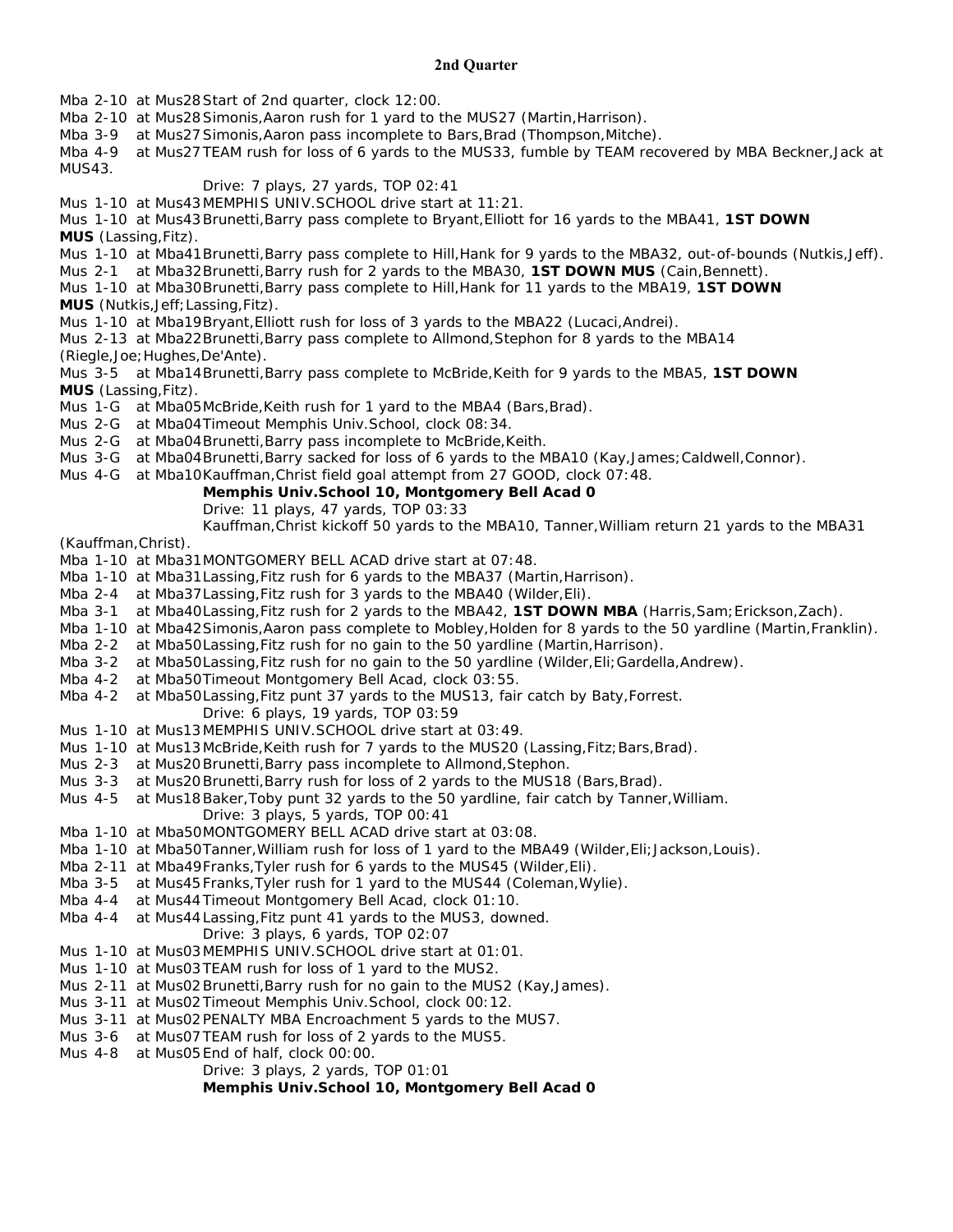## 2nd Quarter

Mba 2-10 at Mus28 Start of 2nd quarter, clock 12:00.
Mba 2-10 at Mus28 Simonis,Aaron rush for 1 yard to the MUS27 (Martin,Harrison).
Mba 3-9 at Mus27 Simonis,Aaron pass incomplete to Bars,Brad (Thompson,Mitche).
Mba 4-9 at Mus27 TEAM rush for loss of 6 yards to the MUS33, fumble by TEAM recovered by MBA Beckner,Jack at MUS43.

Drive: 7 plays, 27 yards, TOP 02:41

Mus 1-10 at Mus43 MEMPHIS UNIV.SCHOOL drive start at 11:21.
Mus 1-10 at Mus43 Brunetti,Barry pass complete to Bryant,Elliott for 16 yards to the MBA41, **1ST DOWN MUS** (Lassing,Fitz).
Mus 1-10 at Mba41 Brunetti,Barry pass complete to Hill,Hank for 9 yards to the MBA32, out-of-bounds (Nutkis,Jeff).
Mus 2-1 at Mba32 Brunetti,Barry rush for 2 yards to the MBA30, **1ST DOWN MUS** (Cain,Bennett).
Mus 1-10 at Mba30 Brunetti,Barry pass complete to Hill,Hank for 11 yards to the MBA19, **1ST DOWN MUS** (Nutkis,Jeff;Lassing,Fitz).
Mus 1-10 at Mba19 Bryant,Elliott rush for loss of 3 yards to the MBA22 (Lucaci,Andrei).
Mus 2-13 at Mba22 Brunetti,Barry pass complete to Allmond,Stephon for 8 yards to the MBA14 (Riegle,Joe;Hughes,De'Ante).
Mus 3-5 at Mba14 Brunetti,Barry pass complete to McBride,Keith for 9 yards to the MBA5, **1ST DOWN MUS** (Lassing,Fitz).
Mus 1-G at Mba05 McBride,Keith rush for 1 yard to the MBA4 (Bars,Brad).
Mus 2-G at Mba04 Timeout Memphis Univ.School, clock 08:34.
Mus 2-G at Mba04 Brunetti,Barry pass incomplete to McBride,Keith.
Mus 3-G at Mba04 Brunetti,Barry sacked for loss of 6 yards to the MBA10 (Kay,James;Caldwell,Connor).
Mus 4-G at Mba10 Kauffman,Christ field goal attempt from 27 GOOD, clock 07:48.

**Memphis Univ.School 10, Montgomery Bell Acad 0**

Drive: 11 plays, 47 yards, TOP 03:33

Kauffman,Christ kickoff 50 yards to the MBA10, Tanner,William return 21 yards to the MBA31 (Kauffman,Christ).

Mba 1-10 at Mba31 MONTGOMERY BELL ACAD drive start at 07:48.
Mba 1-10 at Mba31 Lassing,Fitz rush for 6 yards to the MBA37 (Martin,Harrison).
Mba 2-4 at Mba37 Lassing,Fitz rush for 3 yards to the MBA40 (Wilder,Eli).
Mba 3-1 at Mba40 Lassing,Fitz rush for 2 yards to the MBA42, **1ST DOWN MBA** (Harris,Sam;Erickson,Zach).
Mba 1-10 at Mba42 Simonis,Aaron pass complete to Mobley,Holden for 8 yards to the 50 yardline (Martin,Franklin).
Mba 2-2 at Mba50 Lassing,Fitz rush for no gain to the 50 yardline (Martin,Harrison).
Mba 3-2 at Mba50 Lassing,Fitz rush for no gain to the 50 yardline (Wilder,Eli;Gardella,Andrew).
Mba 4-2 at Mba50 Timeout Montgomery Bell Acad, clock 03:55.
Mba 4-2 at Mba50 Lassing,Fitz punt 37 yards to the MUS13, fair catch by Baty,Forrest.

Drive: 6 plays, 19 yards, TOP 03:59

Mus 1-10 at Mus13 MEMPHIS UNIV.SCHOOL drive start at 03:49.
Mus 1-10 at Mus13 McBride,Keith rush for 7 yards to the MUS20 (Lassing,Fitz;Bars,Brad).
Mus 2-3 at Mus20 Brunetti,Barry pass incomplete to Allmond,Stephon.
Mus 3-3 at Mus20 Brunetti,Barry rush for loss of 2 yards to the MUS18 (Bars,Brad).
Mus 4-5 at Mus18 Baker,Toby punt 32 yards to the 50 yardline, fair catch by Tanner,William.

Drive: 3 plays, 5 yards, TOP 00:41

Mba 1-10 at Mba50 MONTGOMERY BELL ACAD drive start at 03:08.
Mba 1-10 at Mba50 Tanner,William rush for loss of 1 yard to the MBA49 (Wilder,Eli;Jackson,Louis).
Mba 2-11 at Mba49 Franks,Tyler rush for 6 yards to the MUS45 (Wilder,Eli).
Mba 3-5 at Mus45 Franks,Tyler rush for 1 yard to the MUS44 (Coleman,Wylie).
Mba 4-4 at Mus44 Timeout Montgomery Bell Acad, clock 01:10.
Mba 4-4 at Mus44 Lassing,Fitz punt 41 yards to the MUS3, downed.

Drive: 3 plays, 6 yards, TOP 02:07

Mus 1-10 at Mus03 MEMPHIS UNIV.SCHOOL drive start at 01:01.
Mus 1-10 at Mus03 TEAM rush for loss of 1 yard to the MUS2.
Mus 2-11 at Mus02 Brunetti,Barry rush for no gain to the MUS2 (Kay,James).
Mus 3-11 at Mus02 Timeout Memphis Univ.School, clock 00:12.
Mus 3-11 at Mus02 PENALTY MBA Encroachment 5 yards to the MUS7.
Mus 3-6 at Mus07 TEAM rush for loss of 2 yards to the MUS5.
Mus 4-8 at Mus05 End of half, clock 00:00.

Drive: 3 plays, 2 yards, TOP 01:01

**Memphis Univ.School 10, Montgomery Bell Acad 0**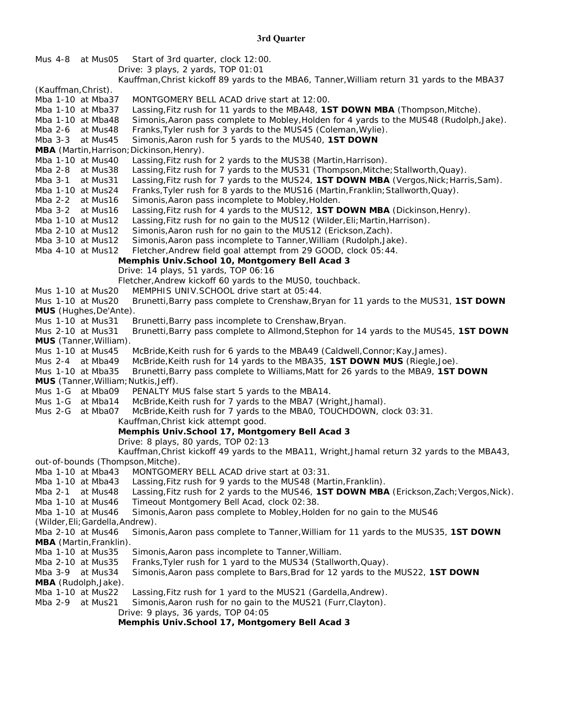### 3rd Quarter

Mus 4-8 at Mus05 Start of 3rd quarter, clock 12:00.
Drive: 3 plays, 2 yards, TOP 01:01
Kauffman,Christ kickoff 89 yards to the MBA6, Tanner,William return 31 yards to the MBA37 (Kauffman,Christ).

Mba 1-10 at Mba37 MONTGOMERY BELL ACAD drive start at 12:00.
Mba 1-10 at Mba37 Lassing,Fitz rush for 11 yards to the MBA48, **1ST DOWN MBA** (Thompson,Mitche).
Mba 1-10 at Mba48 Simonis,Aaron pass complete to Mobley,Holden for 4 yards to the MUS48 (Rudolph,Jake).
Mba 2-6 at Mus48 Franks,Tyler rush for 3 yards to the MUS45 (Coleman,Wylie).
Mba 3-3 at Mus45 Simonis,Aaron rush for 5 yards to the MUS40, **1ST DOWN MBA** (Martin,Harrison;Dickinson,Henry).
Mba 1-10 at Mus40 Lassing,Fitz rush for 2 yards to the MUS38 (Martin,Harrison).
Mba 2-8 at Mus38 Lassing,Fitz rush for 7 yards to the MUS31 (Thompson,Mitche;Stallworth,Quay).
Mba 3-1 at Mus31 Lassing,Fitz rush for 7 yards to the MUS24, **1ST DOWN MBA** (Vergos,Nick;Harris,Sam).
Mba 1-10 at Mus24 Franks,Tyler rush for 8 yards to the MUS16 (Martin,Franklin;Stallworth,Quay).
Mba 2-2 at Mus16 Simonis,Aaron pass incomplete to Mobley,Holden.
Mba 3-2 at Mus16 Lassing,Fitz rush for 4 yards to the MUS12, **1ST DOWN MBA** (Dickinson,Henry).
Mba 1-10 at Mus12 Lassing,Fitz rush for no gain to the MUS12 (Wilder,Eli;Martin,Harrison).
Mba 2-10 at Mus12 Simonis,Aaron rush for no gain to the MUS12 (Erickson,Zach).
Mba 3-10 at Mus12 Simonis,Aaron pass incomplete to Tanner,William (Rudolph,Jake).
Mba 4-10 at Mus12 Fletcher,Andrew field goal attempt from 29 GOOD, clock 05:44.
**Memphis Univ.School 10, Montgomery Bell Acad 3**
Drive: 14 plays, 51 yards, TOP 06:16
Fletcher,Andrew kickoff 60 yards to the MUS0, touchback.

Mus 1-10 at Mus20 MEMPHIS UNIV.SCHOOL drive start at 05:44.
Mus 1-10 at Mus20 Brunetti,Barry pass complete to Crenshaw,Bryan for 11 yards to the MUS31, **1ST DOWN MUS** (Hughes,De'Ante).
Mus 1-10 at Mus31 Brunetti,Barry pass incomplete to Crenshaw,Bryan.
Mus 2-10 at Mus31 Brunetti,Barry pass complete to Allmond,Stephon for 14 yards to the MUS45, **1ST DOWN MUS** (Tanner,William).
Mus 1-10 at Mus45 McBride,Keith rush for 6 yards to the MBA49 (Caldwell,Connor;Kay,James).
Mus 2-4 at Mba49 McBride,Keith rush for 14 yards to the MBA35, **1ST DOWN MUS** (Riegle,Joe).
Mus 1-10 at Mba35 Brunetti,Barry pass complete to Williams,Matt for 26 yards to the MBA9, **1ST DOWN MUS** (Tanner,William;Nutkis,Jeff).
Mus 1-G at Mba09 PENALTY MUS false start 5 yards to the MBA14.
Mus 1-G at Mba14 McBride,Keith rush for 7 yards to the MBA7 (Wright,Jhamal).
Mus 2-G at Mba07 McBride,Keith rush for 7 yards to the MBA0, TOUCHDOWN, clock 03:31.
Kauffman,Christ kick attempt good.
**Memphis Univ.School 17, Montgomery Bell Acad 3**
Drive: 8 plays, 80 yards, TOP 02:13
Kauffman,Christ kickoff 49 yards to the MBA11, Wright,Jhamal return 32 yards to the MBA43, out-of-bounds (Thompson,Mitche).

Mba 1-10 at Mba43 MONTGOMERY BELL ACAD drive start at 03:31.
Mba 1-10 at Mba43 Lassing,Fitz rush for 9 yards to the MUS48 (Martin,Franklin).
Mba 2-1 at Mus48 Lassing,Fitz rush for 2 yards to the MUS46, **1ST DOWN MBA** (Erickson,Zach;Vergos,Nick).
Mba 1-10 at Mus46 Timeout Montgomery Bell Acad, clock 02:38.
Mba 1-10 at Mus46 Simonis,Aaron pass complete to Mobley,Holden for no gain to the MUS46 (Wilder,Eli;Gardella,Andrew).
Mba 2-10 at Mus46 Simonis,Aaron pass complete to Tanner,William for 11 yards to the MUS35, **1ST DOWN MBA** (Martin,Franklin).
Mba 1-10 at Mus35 Simonis,Aaron pass incomplete to Tanner,William.
Mba 2-10 at Mus35 Franks,Tyler rush for 1 yard to the MUS34 (Stallworth,Quay).
Mba 3-9 at Mus34 Simonis,Aaron pass complete to Bars,Brad for 12 yards to the MUS22, **1ST DOWN MBA** (Rudolph,Jake).
Mba 1-10 at Mus22 Lassing,Fitz rush for 1 yard to the MUS21 (Gardella,Andrew).
Mba 2-9 at Mus21 Simonis,Aaron rush for no gain to the MUS21 (Furr,Clayton).
Drive: 9 plays, 36 yards, TOP 04:05
**Memphis Univ.School 17, Montgomery Bell Acad 3**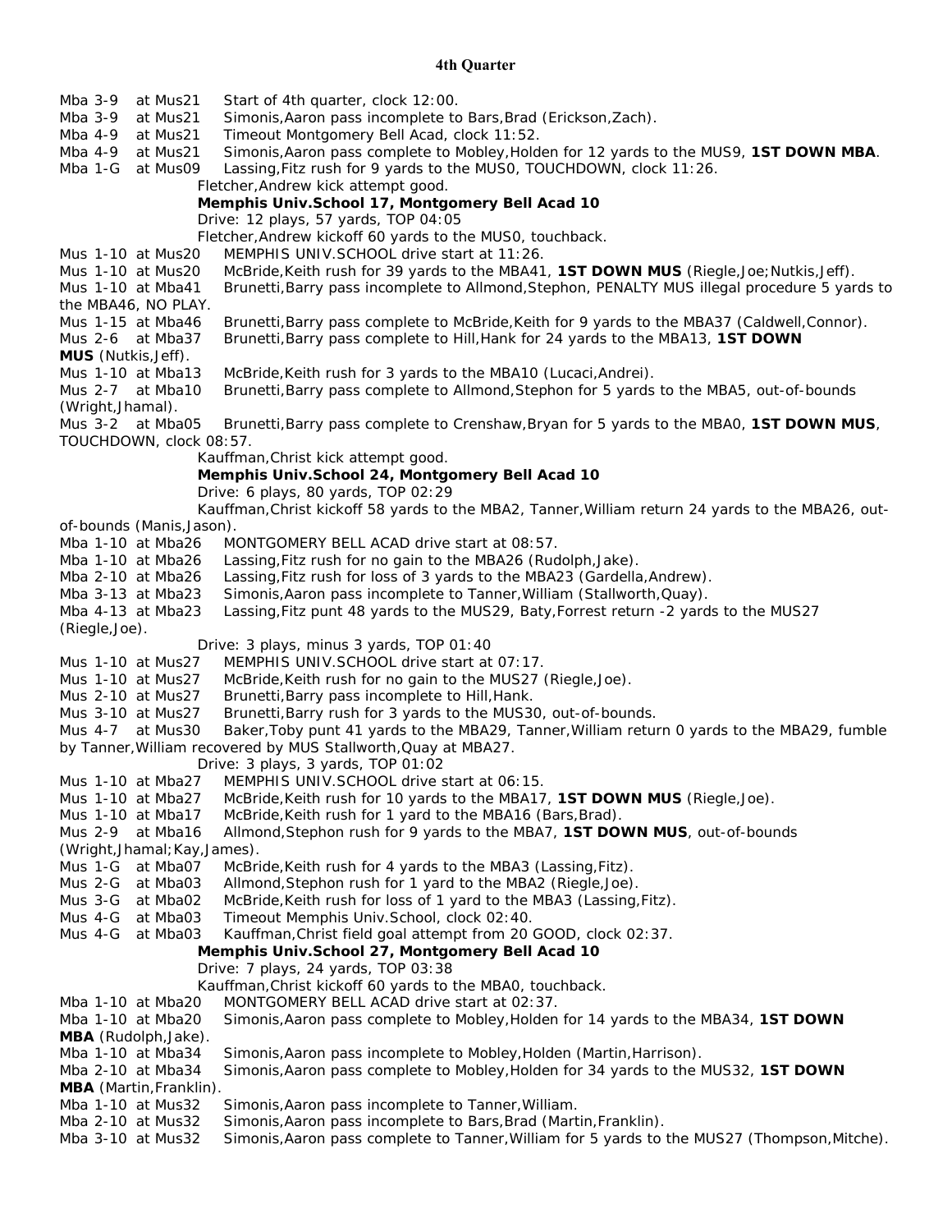## 4th Quarter

Mba 3-9 at Mus21 Start of 4th quarter, clock 12:00.
Mba 3-9 at Mus21 Simonis,Aaron pass incomplete to Bars,Brad (Erickson,Zach).
Mba 4-9 at Mus21 Timeout Montgomery Bell Acad, clock 11:52.
Mba 4-9 at Mus21 Simonis,Aaron pass complete to Mobley,Holden for 12 yards to the MUS9, **1ST DOWN MBA**.
Mba 1-G at Mus09 Lassing,Fitz rush for 9 yards to the MUS0, TOUCHDOWN, clock 11:26.
Fletcher,Andrew kick attempt good.
**Memphis Univ.School 17, Montgomery Bell Acad 10**
Drive: 12 plays, 57 yards, TOP 04:05
Fletcher,Andrew kickoff 60 yards to the MUS0, touchback.
Mus 1-10 at Mus20 MEMPHIS UNIV.SCHOOL drive start at 11:26.
Mus 1-10 at Mus20 McBride,Keith rush for 39 yards to the MBA41, **1ST DOWN MUS** (Riegle,Joe;Nutkis,Jeff).
Mus 1-10 at Mba41 Brunetti,Barry pass incomplete to Allmond,Stephon, PENALTY MUS illegal procedure 5 yards to the MBA46, NO PLAY.
Mus 1-15 at Mba46 Brunetti,Barry pass complete to McBride,Keith for 9 yards to the MBA37 (Caldwell,Connor).
Mus 2-6 at Mba37 Brunetti,Barry pass complete to Hill,Hank for 24 yards to the MBA13, **1ST DOWN MUS** (Nutkis,Jeff).
Mus 1-10 at Mba13 McBride,Keith rush for 3 yards to the MBA10 (Lucaci,Andrei).
Mus 2-7 at Mba10 Brunetti,Barry pass complete to Allmond,Stephon for 5 yards to the MBA5, out-of-bounds (Wright,Jhamal).
Mus 3-2 at Mba05 Brunetti,Barry pass complete to Crenshaw,Bryan for 5 yards to the MBA0, **1ST DOWN MUS**, TOUCHDOWN, clock 08:57.
Kauffman,Christ kick attempt good.
**Memphis Univ.School 24, Montgomery Bell Acad 10**
Drive: 6 plays, 80 yards, TOP 02:29
Kauffman,Christ kickoff 58 yards to the MBA2, Tanner,William return 24 yards to the MBA26, out-of-bounds (Manis,Jason).
Mba 1-10 at Mba26 MONTGOMERY BELL ACAD drive start at 08:57.
Mba 1-10 at Mba26 Lassing,Fitz rush for no gain to the MBA26 (Rudolph,Jake).
Mba 2-10 at Mba26 Lassing,Fitz rush for loss of 3 yards to the MBA23 (Gardella,Andrew).
Mba 3-13 at Mba23 Simonis,Aaron pass incomplete to Tanner,William (Stallworth,Quay).
Mba 4-13 at Mba23 Lassing,Fitz punt 48 yards to the MUS29, Baty,Forrest return -2 yards to the MUS27 (Riegle,Joe).
Drive: 3 plays, minus 3 yards, TOP 01:40
Mus 1-10 at Mus27 MEMPHIS UNIV.SCHOOL drive start at 07:17.
Mus 1-10 at Mus27 McBride,Keith rush for no gain to the MUS27 (Riegle,Joe).
Mus 2-10 at Mus27 Brunetti,Barry pass incomplete to Hill,Hank.
Mus 3-10 at Mus27 Brunetti,Barry rush for 3 yards to the MUS30, out-of-bounds.
Mus 4-7 at Mus30 Baker,Toby punt 41 yards to the MBA29, Tanner,William return 0 yards to the MBA29, fumble by Tanner,William recovered by MUS Stallworth,Quay at MBA27.
Drive: 3 plays, 3 yards, TOP 01:02
Mus 1-10 at Mba27 MEMPHIS UNIV.SCHOOL drive start at 06:15.
Mus 1-10 at Mba27 McBride,Keith rush for 10 yards to the MBA17, **1ST DOWN MUS** (Riegle,Joe).
Mus 1-10 at Mba17 McBride,Keith rush for 1 yard to the MBA16 (Bars,Brad).
Mus 2-9 at Mba16 Allmond,Stephon rush for 9 yards to the MBA7, **1ST DOWN MUS**, out-of-bounds (Wright,Jhamal;Kay,James).
Mus 1-G at Mba07 McBride,Keith rush for 4 yards to the MBA3 (Lassing,Fitz).
Mus 2-G at Mba03 Allmond,Stephon rush for 1 yard to the MBA2 (Riegle,Joe).
Mus 3-G at Mba02 McBride,Keith rush for loss of 1 yard to the MBA3 (Lassing,Fitz).
Mus 4-G at Mba03 Timeout Memphis Univ.School, clock 02:40.
Mus 4-G at Mba03 Kauffman,Christ field goal attempt from 20 GOOD, clock 02:37.
**Memphis Univ.School 27, Montgomery Bell Acad 10**
Drive: 7 plays, 24 yards, TOP 03:38
Kauffman,Christ kickoff 60 yards to the MBA0, touchback.
Mba 1-10 at Mba20 MONTGOMERY BELL ACAD drive start at 02:37.
Mba 1-10 at Mba20 Simonis,Aaron pass complete to Mobley,Holden for 14 yards to the MBA34, **1ST DOWN MBA** (Rudolph,Jake).
Mba 1-10 at Mba34 Simonis,Aaron pass incomplete to Mobley,Holden (Martin,Harrison).
Mba 2-10 at Mba34 Simonis,Aaron pass complete to Mobley,Holden for 34 yards to the MUS32, **1ST DOWN MBA** (Martin,Franklin).
Mba 1-10 at Mus32 Simonis,Aaron pass incomplete to Tanner,William.
Mba 2-10 at Mus32 Simonis,Aaron pass incomplete to Bars,Brad (Martin,Franklin).
Mba 3-10 at Mus32 Simonis,Aaron pass complete to Tanner,William for 5 yards to the MUS27 (Thompson,Mitche).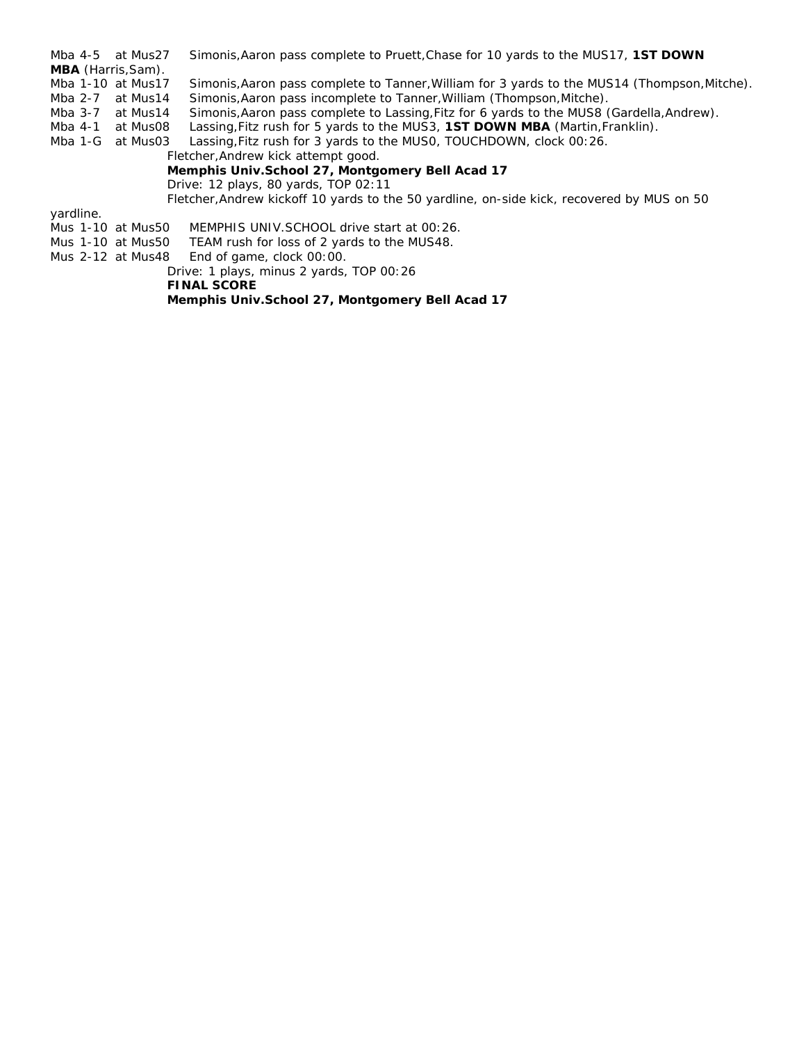Mba 4-5 at Mus27 Simonis,Aaron pass complete to Pruett,Chase for 10 yards to the MUS17, **1ST DOWN MBA** (Harris,Sam).
Mba 1-10 at Mus17 Simonis,Aaron pass complete to Tanner,William for 3 yards to the MUS14 (Thompson,Mitche).
Mba 2-7 at Mus14 Simonis,Aaron pass incomplete to Tanner,William (Thompson,Mitche).
Mba 3-7 at Mus14 Simonis,Aaron pass complete to Lassing,Fitz for 6 yards to the MUS8 (Gardella,Andrew).
Mba 4-1 at Mus08 Lassing,Fitz rush for 5 yards to the MUS3, **1ST DOWN MBA** (Martin,Franklin).
Mba 1-G at Mus03 Lassing,Fitz rush for 3 yards to the MUS0, TOUCHDOWN, clock 00:26.

Fletcher,Andrew kick attempt good.

**Memphis Univ.School 27, Montgomery Bell Acad 17**

Drive: 12 plays, 80 yards, TOP 02:11

Fletcher,Andrew kickoff 10 yards to the 50 yardline, on-side kick, recovered by MUS on 50 yardline.

Mus 1-10 at Mus50 MEMPHIS UNIV.SCHOOL drive start at 00:26.
Mus 1-10 at Mus50 TEAM rush for loss of 2 yards to the MUS48.
Mus 2-12 at Mus48 End of game, clock 00:00.

Drive: 1 plays, minus 2 yards, TOP 00:26

**FINAL SCORE**

**Memphis Univ.School 27, Montgomery Bell Acad 17**